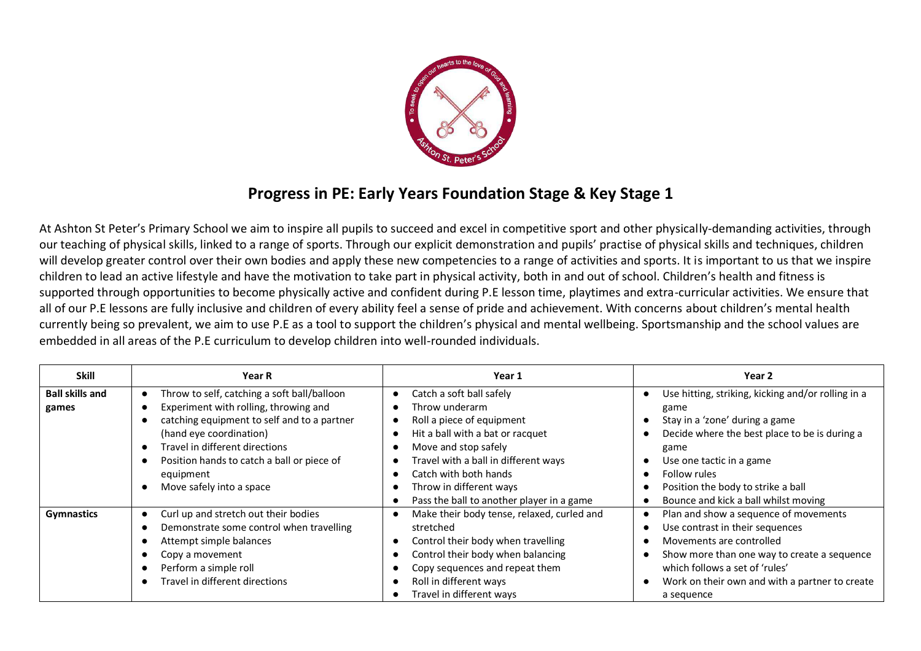# Progress in PE: Early Years Foundation Stage & Key Stage 1

At Ashton St Peter's Primary School we aim to inspire all pupils to succeed and excel in competitive sport and other physically-demanding activities, through our teaching of physical skills, linked to a range of sports. Through our explicit demonstration and pupils' practise of physical skills and techniques, children will develop greater control over their own bodies and apply these new competencies to a range of activities and sports. It is important to us that we inspire children to lead an active lifestyle and have the motivation to take part in physical activity, both in and out of school. Children's health and fitness is supported through opportunities to become physically active and confident during P.E lesson time, playtimes and extra-curricular activities. We ensure that all of our P.E lessons are fully inclusive and children of every ability feel a sense of pride and achievement. With concerns about children's mental health currently being so prevalent, we aim to use P.E as a tool to support the children's physical and mental wellbeing. Sportsmanship and the school values are embedded in all areas of the P.E curriculum to develop children into well-rounded individuals.

| Skill | Year R | Year 1 | Year 2 |
|---|---|---|---|
| **Ball skills and games** | • Throw to self, catching a soft ball/balloon<br>• Experiment with rolling, throwing and<br>• catching equipment to self and to a partner (hand eye coordination)<br>• Travel in different directions<br>• Position hands to catch a ball or piece of equipment<br>• Move safely into a space | • Catch a soft ball safely<br>• Throw underarm<br>• Roll a piece of equipment<br>• Hit a ball with a bat or racquet<br>• Move and stop safely<br>• Travel with a ball in different ways<br>• Catch with both hands<br>• Throw in different ways<br>• Pass the ball to another player in a game | • Use hitting, striking, kicking and/or rolling in a game<br>• Stay in a 'zone' during a game<br>• Decide where the best place to be is during a game<br>• Use one tactic in a game<br>• Follow rules<br>• Position the body to strike a ball<br>• Bounce and kick a ball whilst moving |
| **Gymnastics** | • Curl up and stretch out their bodies<br>• Demonstrate some control when travelling<br>• Attempt simple balances<br>• Copy a movement<br>• Perform a simple roll<br>• Travel in different directions | • Make their body tense, relaxed, curled and stretched<br>• Control their body when travelling<br>• Control their body when balancing<br>• Copy sequences and repeat them<br>• Roll in different ways<br>• Travel in different ways | • Plan and show a sequence of movements<br>• Use contrast in their sequences<br>• Movements are controlled<br>• Show more than one way to create a sequence which follows a set of 'rules'<br>• Work on their own and with a partner to create a sequence |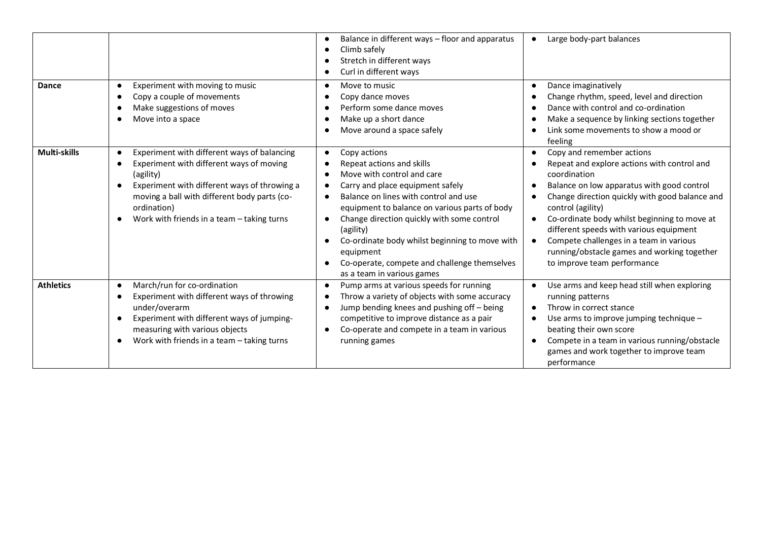| | | | |
|---|---|---|---|
| | | • Balance in different ways – floor and apparatus<br>• Climb safely<br>• Stretch in different ways<br>• Curl in different ways | • Large body-part balances |
| **Dance** | • Experiment with moving to music<br>• Copy a couple of movements<br>• Make suggestions of moves<br>• Move into a space | • Move to music<br>• Copy dance moves<br>• Perform some dance moves<br>• Make up a short dance<br>• Move around a space safely | • Dance imaginatively<br>• Change rhythm, speed, level and direction<br>• Dance with control and co-ordination<br>• Make a sequence by linking sections together<br>• Link some movements to show a mood or feeling |
| **Multi-skills** | • Experiment with different ways of balancing<br>• Experiment with different ways of moving (agility)<br>• Experiment with different ways of throwing a moving a ball with different body parts (co-ordination)<br>• Work with friends in a team – taking turns | • Copy actions<br>• Repeat actions and skills<br>• Move with control and care<br>• Carry and place equipment safely<br>• Balance on lines with control and use equipment to balance on various parts of body<br>• Change direction quickly with some control (agility)<br>• Co-ordinate body whilst beginning to move with equipment<br>• Co-operate, compete and challenge themselves as a team in various games | • Copy and remember actions<br>• Repeat and explore actions with control and coordination<br>• Balance on low apparatus with good control<br>• Change direction quickly with good balance and control (agility)<br>• Co-ordinate body whilst beginning to move at different speeds with various equipment<br>• Compete challenges in a team in various running/obstacle games and working together to improve team performance |
| **Athletics** | • March/run for co-ordination<br>• Experiment with different ways of throwing under/overarm<br>• Experiment with different ways of jumping-measuring with various objects<br>• Work with friends in a team – taking turns | • Pump arms at various speeds for running<br>• Throw a variety of objects with some accuracy<br>• Jump bending knees and pushing off – being competitive to improve distance as a pair<br>• Co-operate and compete in a team in various running games | • Use arms and keep head still when exploring running patterns<br>• Throw in correct stance<br>• Use arms to improve jumping technique – beating their own score<br>• Compete in a team in various running/obstacle games and work together to improve team performance |